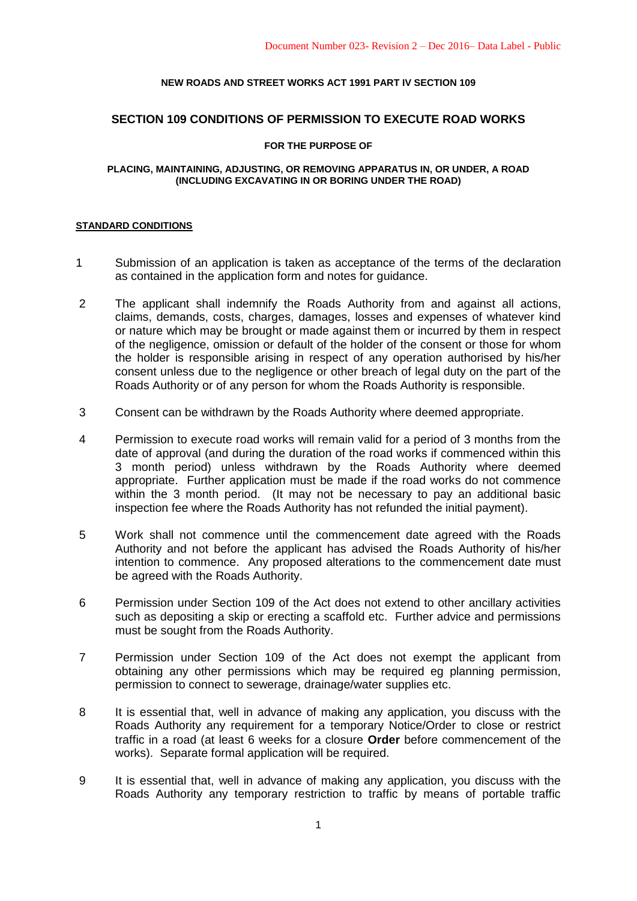**NEW ROADS AND STREET WORKS ACT 1991 PART IV SECTION 109**

# SECTION 109 CONDITIONS OF PERMISSION TO EXECUTE ROAD WORKS

**FOR THE PURPOSE OF**

**PLACING, MAINTAINING, ADJUSTING, OR REMOVING APPARATUS IN, OR UNDER, A ROAD (INCLUDING EXCAVATING IN OR BORING UNDER THE ROAD)**

## STANDARD CONDITIONS

1 Submission of an application is taken as acceptance of the terms of the declaration as contained in the application form and notes for guidance.

2 The applicant shall indemnify the Roads Authority from and against all actions, claims, demands, costs, charges, damages, losses and expenses of whatever kind or nature which may be brought or made against them or incurred by them in respect of the negligence, omission or default of the holder of the consent or those for whom the holder is responsible arising in respect of any operation authorised by his/her consent unless due to the negligence or other breach of legal duty on the part of the Roads Authority or of any person for whom the Roads Authority is responsible.

3 Consent can be withdrawn by the Roads Authority where deemed appropriate.

4 Permission to execute road works will remain valid for a period of 3 months from the date of approval (and during the duration of the road works if commenced within this 3 month period) unless withdrawn by the Roads Authority where deemed appropriate. Further application must be made if the road works do not commence within the 3 month period. (It may not be necessary to pay an additional basic inspection fee where the Roads Authority has not refunded the initial payment).

5 Work shall not commence until the commencement date agreed with the Roads Authority and not before the applicant has advised the Roads Authority of his/her intention to commence. Any proposed alterations to the commencement date must be agreed with the Roads Authority.

6 Permission under Section 109 of the Act does not extend to other ancillary activities such as depositing a skip or erecting a scaffold etc. Further advice and permissions must be sought from the Roads Authority.

7 Permission under Section 109 of the Act does not exempt the applicant from obtaining any other permissions which may be required eg planning permission, permission to connect to sewerage, drainage/water supplies etc.

8 It is essential that, well in advance of making any application, you discuss with the Roads Authority any requirement for a temporary Notice/Order to close or restrict traffic in a road (at least 6 weeks for a closure **Order** before commencement of the works). Separate formal application will be required.

9 It is essential that, well in advance of making any application, you discuss with the Roads Authority any temporary restriction to traffic by means of portable traffic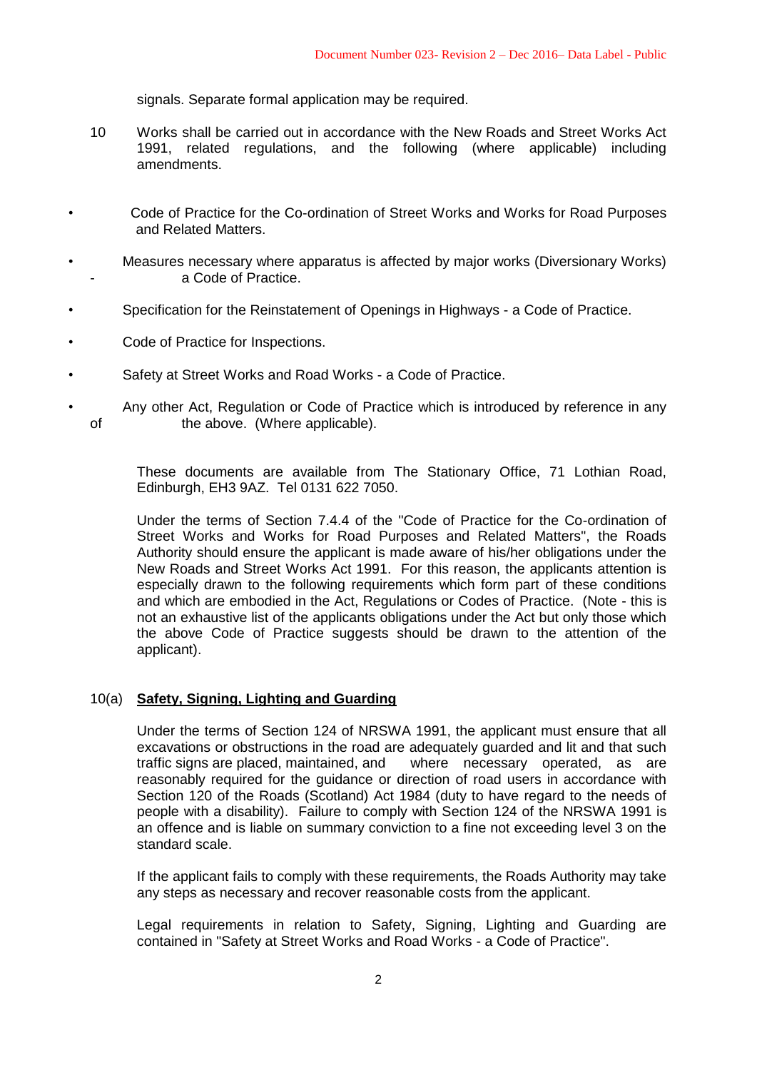signals. Separate formal application may be required.

10 Works shall be carried out in accordance with the New Roads and Street Works Act 1991, related regulations, and the following (where applicable) including amendments.

- Code of Practice for the Co-ordination of Street Works and Works for Road Purposes and Related Matters.
- Measures necessary where apparatus is affected by major works (Diversionary Works) - a Code of Practice.
- Specification for the Reinstatement of Openings in Highways - a Code of Practice.
- Code of Practice for Inspections.
- Safety at Street Works and Road Works - a Code of Practice.
- Any other Act, Regulation or Code of Practice which is introduced by reference in any of the above. (Where applicable).

These documents are available from The Stationary Office, 71 Lothian Road, Edinburgh, EH3 9AZ. Tel 0131 622 7050.

Under the terms of Section 7.4.4 of the "Code of Practice for the Co-ordination of Street Works and Works for Road Purposes and Related Matters", the Roads Authority should ensure the applicant is made aware of his/her obligations under the New Roads and Street Works Act 1991. For this reason, the applicants attention is especially drawn to the following requirements which form part of these conditions and which are embodied in the Act, Regulations or Codes of Practice. (Note - this is not an exhaustive list of the applicants obligations under the Act but only those which the above Code of Practice suggests should be drawn to the attention of the applicant).

10(a) **<u>Safety, Signing, Lighting and Guarding</u>**

Under the terms of Section 124 of NRSWA 1991, the applicant must ensure that all excavations or obstructions in the road are adequately guarded and lit and that such traffic signs are placed, maintained, and where necessary operated, as are reasonably required for the guidance or direction of road users in accordance with Section 120 of the Roads (Scotland) Act 1984 (duty to have regard to the needs of people with a disability). Failure to comply with Section 124 of the NRSWA 1991 is an offence and is liable on summary conviction to a fine not exceeding level 3 on the standard scale.

If the applicant fails to comply with these requirements, the Roads Authority may take any steps as necessary and recover reasonable costs from the applicant.

Legal requirements in relation to Safety, Signing, Lighting and Guarding are contained in "Safety at Street Works and Road Works - a Code of Practice".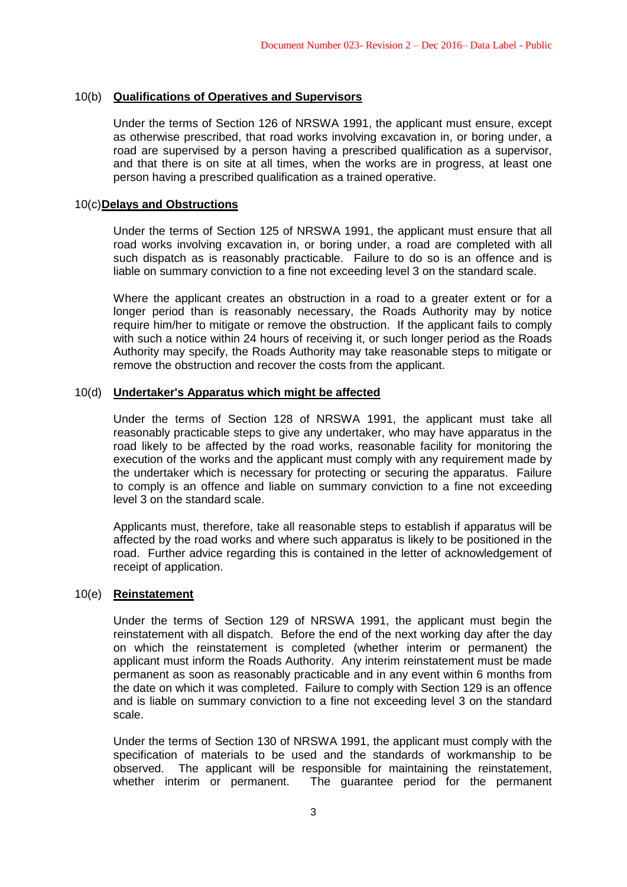### 10(b) **Qualifications of Operatives and Supervisors**

Under the terms of Section 126 of NRSWA 1991, the applicant must ensure, except as otherwise prescribed, that road works involving excavation in, or boring under, a road are supervised by a person having a prescribed qualification as a supervisor, and that there is on site at all times, when the works are in progress, at least one person having a prescribed qualification as a trained operative.

### 10(c) **Delays and Obstructions**

Under the terms of Section 125 of NRSWA 1991, the applicant must ensure that all road works involving excavation in, or boring under, a road are completed with all such dispatch as is reasonably practicable. Failure to do so is an offence and is liable on summary conviction to a fine not exceeding level 3 on the standard scale.

Where the applicant creates an obstruction in a road to a greater extent or for a longer period than is reasonably necessary, the Roads Authority may by notice require him/her to mitigate or remove the obstruction. If the applicant fails to comply with such a notice within 24 hours of receiving it, or such longer period as the Roads Authority may specify, the Roads Authority may take reasonable steps to mitigate or remove the obstruction and recover the costs from the applicant.

### 10(d) **Undertaker's Apparatus which might be affected**

Under the terms of Section 128 of NRSWA 1991, the applicant must take all reasonably practicable steps to give any undertaker, who may have apparatus in the road likely to be affected by the road works, reasonable facility for monitoring the execution of the works and the applicant must comply with any requirement made by the undertaker which is necessary for protecting or securing the apparatus. Failure to comply is an offence and liable on summary conviction to a fine not exceeding level 3 on the standard scale.

Applicants must, therefore, take all reasonable steps to establish if apparatus will be affected by the road works and where such apparatus is likely to be positioned in the road. Further advice regarding this is contained in the letter of acknowledgement of receipt of application.

### 10(e) **Reinstatement**

Under the terms of Section 129 of NRSWA 1991, the applicant must begin the reinstatement with all dispatch. Before the end of the next working day after the day on which the reinstatement is completed (whether interim or permanent) the applicant must inform the Roads Authority. Any interim reinstatement must be made permanent as soon as reasonably practicable and in any event within 6 months from the date on which it was completed. Failure to comply with Section 129 is an offence and is liable on summary conviction to a fine not exceeding level 3 on the standard scale.

Under the terms of Section 130 of NRSWA 1991, the applicant must comply with the specification of materials to be used and the standards of workmanship to be observed. The applicant will be responsible for maintaining the reinstatement, whether interim or permanent. The guarantee period for the permanent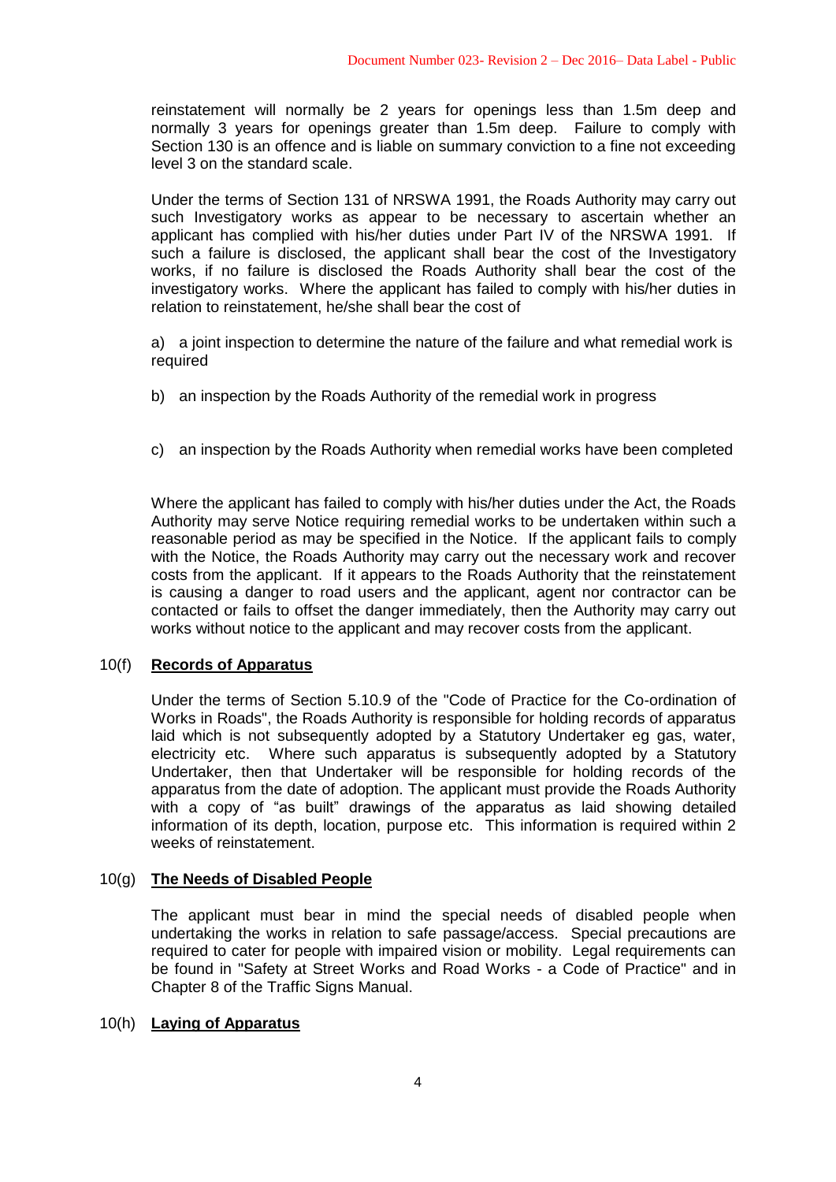reinstatement will normally be 2 years for openings less than 1.5m deep and normally 3 years for openings greater than 1.5m deep. Failure to comply with Section 130 is an offence and is liable on summary conviction to a fine not exceeding level 3 on the standard scale.

Under the terms of Section 131 of NRSWA 1991, the Roads Authority may carry out such Investigatory works as appear to be necessary to ascertain whether an applicant has complied with his/her duties under Part IV of the NRSWA 1991. If such a failure is disclosed, the applicant shall bear the cost of the Investigatory works, if no failure is disclosed the Roads Authority shall bear the cost of the investigatory works. Where the applicant has failed to comply with his/her duties in relation to reinstatement, he/she shall bear the cost of

a) a joint inspection to determine the nature of the failure and what remedial work is required

b) an inspection by the Roads Authority of the remedial work in progress

c) an inspection by the Roads Authority when remedial works have been completed

Where the applicant has failed to comply with his/her duties under the Act, the Roads Authority may serve Notice requiring remedial works to be undertaken within such a reasonable period as may be specified in the Notice. If the applicant fails to comply with the Notice, the Roads Authority may carry out the necessary work and recover costs from the applicant. If it appears to the Roads Authority that the reinstatement is causing a danger to road users and the applicant, agent nor contractor can be contacted or fails to offset the danger immediately, then the Authority may carry out works without notice to the applicant and may recover costs from the applicant.

## 10(f) **Records of Apparatus**

Under the terms of Section 5.10.9 of the "Code of Practice for the Co-ordination of Works in Roads", the Roads Authority is responsible for holding records of apparatus laid which is not subsequently adopted by a Statutory Undertaker eg gas, water, electricity etc. Where such apparatus is subsequently adopted by a Statutory Undertaker, then that Undertaker will be responsible for holding records of the apparatus from the date of adoption. The applicant must provide the Roads Authority with a copy of "as built" drawings of the apparatus as laid showing detailed information of its depth, location, purpose etc. This information is required within 2 weeks of reinstatement.

## 10(g) **The Needs of Disabled People**

The applicant must bear in mind the special needs of disabled people when undertaking the works in relation to safe passage/access. Special precautions are required to cater for people with impaired vision or mobility. Legal requirements can be found in "Safety at Street Works and Road Works - a Code of Practice" and in Chapter 8 of the Traffic Signs Manual.

## 10(h) **Laying of Apparatus**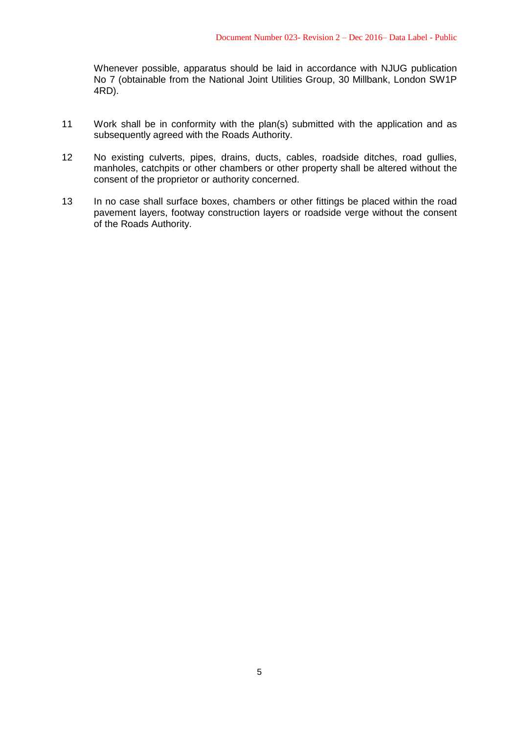Whenever possible, apparatus should be laid in accordance with NJUG publication No 7 (obtainable from the National Joint Utilities Group, 30 Millbank, London SW1P 4RD).

11 Work shall be in conformity with the plan(s) submitted with the application and as subsequently agreed with the Roads Authority.

12 No existing culverts, pipes, drains, ducts, cables, roadside ditches, road gullies, manholes, catchpits or other chambers or other property shall be altered without the consent of the proprietor or authority concerned.

13 In no case shall surface boxes, chambers or other fittings be placed within the road pavement layers, footway construction layers or roadside verge without the consent of the Roads Authority.